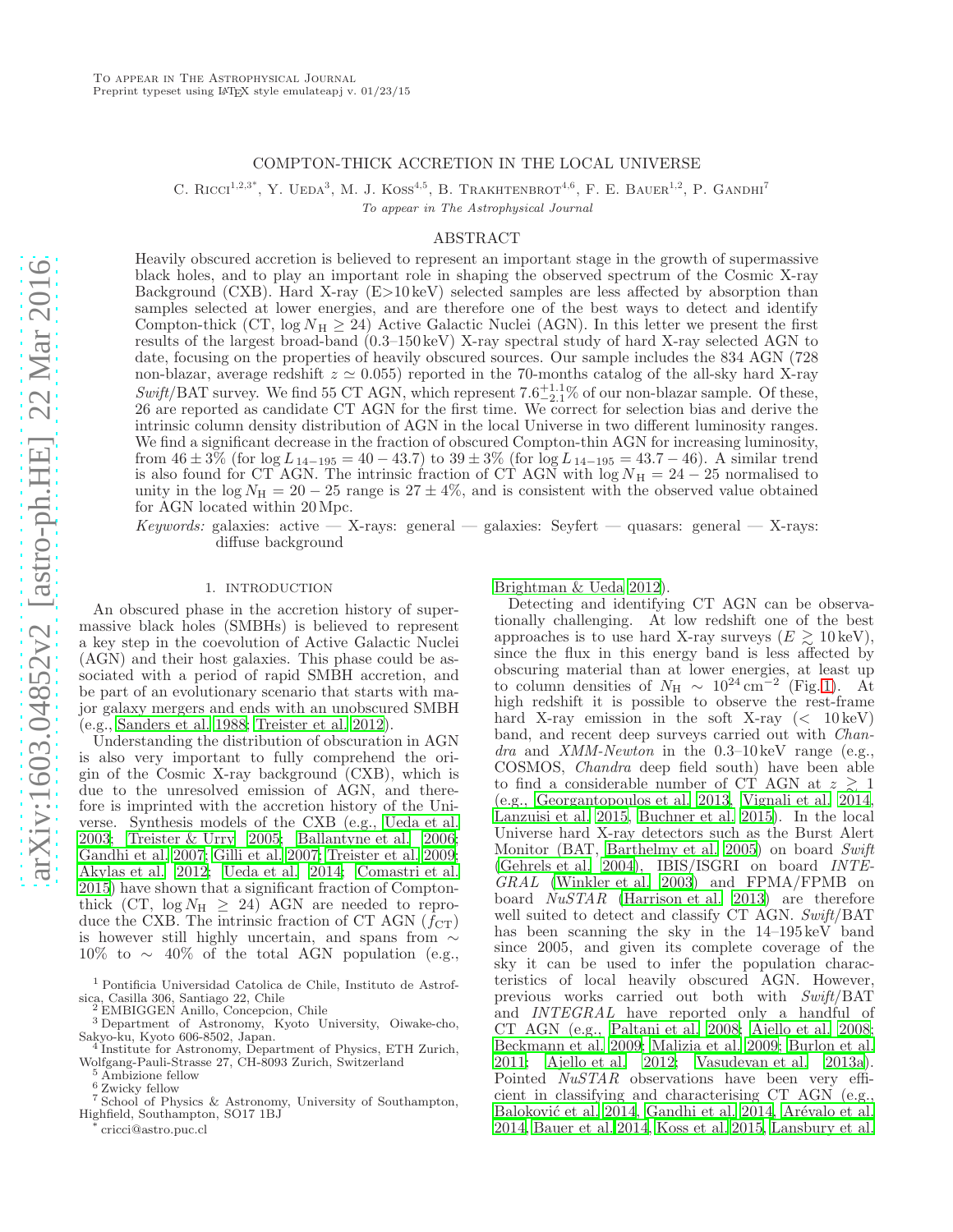To appear in The Astrophysical Journal
Preprint typeset using LaTeX style emulateapj v. 01/23/15

# COMPTON-THICK ACCRETION IN THE LOCAL UNIVERSE

C. Ricci[1,2,3*], Y. Ueda[3], M. J. Koss[4,5], B. Trakhtenbrot[4,6], F. E. Bauer[1,2], P. Gandhi[7]

*To appear in The Astrophysical Journal*

## ABSTRACT

Heavily obscured accretion is believed to represent an important stage in the growth of supermassive black holes, and to play an important role in shaping the observed spectrum of the Cosmic X-ray Background (CXB). Hard X-ray (E>10 keV) selected samples are less affected by absorption than samples selected at lower energies, and are therefore one of the best ways to detect and identify Compton-thick (CT, $\log N_{\rm H} \geq 24$) Active Galactic Nuclei (AGN). In this letter we present the first results of the largest broad-band (0.3–150 keV) X-ray spectral study of hard X-ray selected AGN to date, focusing on the properties of heavily obscured sources. Our sample includes the 834 AGN (728 non-blazar, average redshift $z \simeq 0.055$) reported in the 70-months catalog of the all-sky hard X-ray *Swift*/BAT survey. We find 55 CT AGN, which represent $7.6^{+1.1}_{-2.1}$% of our non-blazar sample. Of these, 26 are reported as candidate CT AGN for the first time. We correct for selection bias and derive the intrinsic column density distribution of AGN in the local Universe in two different luminosity ranges. We find a significant decrease in the fraction of obscured Compton-thin AGN for increasing luminosity, from $46 \pm 3$% (for $\log L_{14-195} = 40 - 43.7$) to $39 \pm 3$% (for $\log L_{14-195} = 43.7 - 46$). A similar trend is also found for CT AGN. The intrinsic fraction of CT AGN with $\log N_{\rm H} = 24 - 25$ normalised to unity in the $\log N_{\rm H} = 20 - 25$ range is $27 \pm 4$%, and is consistent with the observed value obtained for AGN located within 20 Mpc.

*Keywords:* galaxies: active — X-rays: general — galaxies: Seyfert — quasars: general — X-rays: diffuse background

## 1. INTRODUCTION

An obscured phase in the accretion history of supermassive black holes (SMBHs) is believed to represent a key step in the coevolution of Active Galactic Nuclei (AGN) and their host galaxies. This phase could be associated with a period of rapid SMBH accretion, and be part of an evolutionary scenario that starts with major galaxy mergers and ends with an unobscured SMBH (e.g., Sanders et al. 1988; Treister et al. 2012).

Understanding the distribution of obscuration in AGN is also very important to fully comprehend the origin of the Cosmic X-ray background (CXB), which is due to the unresolved emission of AGN, and therefore is imprinted with the accretion history of the Universe. Synthesis models of the CXB (e.g., Ueda et al. 2003; Treister & Urry 2005; Ballantyne et al. 2006; Gandhi et al. 2007; Gilli et al. 2007; Treister et al. 2009; Akylas et al. 2012; Ueda et al. 2014; Comastri et al. 2015) have shown that a significant fraction of Compton-thick (CT, $\log N_{\rm H} \geq 24$) AGN are needed to reproduce the CXB. The intrinsic fraction of CT AGN ($f_{\rm CT}$) is however still highly uncertain, and spans from $\sim 10$% to $\sim 40$% of the total AGN population (e.g., Brightman & Ueda 2012).

Detecting and identifying CT AGN can be observationally challenging. At low redshift one of the best approaches is to use hard X-ray surveys ($E \gtrsim 10$ keV), since the flux in this energy band is less affected by obscuring material than at lower energies, at least up to column densities of $N_{\rm H} \sim 10^{24}\,{\rm cm}^{-2}$ (Fig. 1). At high redshift it is possible to observe the rest-frame hard X-ray emission in the soft X-ray ($< 10$ keV) band, and recent deep surveys carried out with *Chandra* and *XMM-Newton* in the 0.3–10 keV range (e.g., COSMOS, *Chandra* deep field south) have been able to find a considerable number of CT AGN at $z \gtrsim 1$ (e.g., Georgantopoulos et al. 2013, Vignali et al. 2014, Lanzuisi et al. 2015, Buchner et al. 2015). In the local Universe hard X-ray detectors such as the Burst Alert Monitor (BAT, Barthelmy et al. 2005) on board *Swift* (Gehrels et al. 2004), IBIS/ISGRI on board *INTEGRAL* (Winkler et al. 2003) and FPMA/FPMB on board *NuSTAR* (Harrison et al. 2013) are therefore well suited to detect and classify CT AGN. *Swift*/BAT has been scanning the sky in the 14–195 keV band since 2005, and given its complete coverage of the sky it can be used to infer the population characteristics of local heavily obscured AGN. However, previous works carried out both with *Swift*/BAT and *INTEGRAL* have reported only a handful of CT AGN (e.g., Paltani et al. 2008; Ajello et al. 2008; Beckmann et al. 2009; Malizia et al. 2009; Burlon et al. 2011; Ajello et al. 2012; Vasudevan et al. 2013a). Pointed *NuSTAR* observations have been very efficient in classifying and characterising CT AGN (e.g., Baloković et al. 2014, Gandhi et al. 2014, Arévalo et al. 2014, Bauer et al. 2014, Koss et al. 2015, Lansbury et al.

[1] Pontificia Universidad Catolica de Chile, Instituto de Astrofsica, Casilla 306, Santiago 22, Chile
[2] EMBIGGEN Anillo, Concepcion, Chile
[3] Department of Astronomy, Kyoto University, Oiwake-cho, Sakyo-ku, Kyoto 606-8502, Japan.
[4] Institute for Astronomy, Department of Physics, ETH Zurich, Wolfgang-Pauli-Strasse 27, CH-8093 Zurich, Switzerland
[5] Ambizione fellow
[6] Zwicky fellow
[7] School of Physics & Astronomy, University of Southampton, Highfield, Southampton, SO17 1BJ
[*] cricci@astro.puc.cl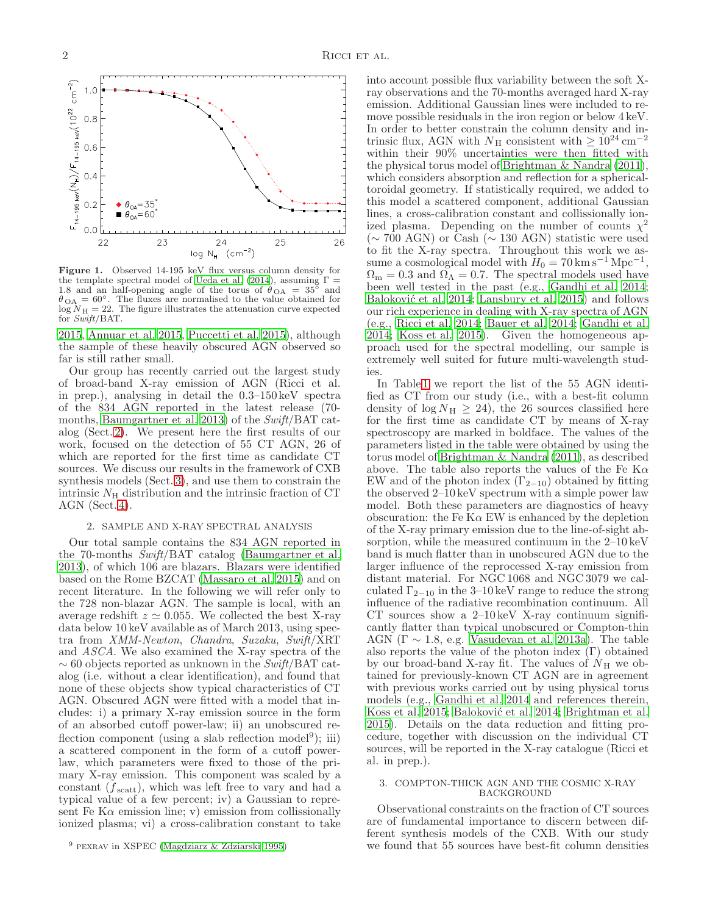**Figure 1.** Observed 14-195 keV flux versus column density for the template spectral model of Ueda et al. (2014), assuming $\Gamma = 1.8$ and an half-opening angle of the torus of $\theta_{\rm OA} = 35^{\circ}$ and $\theta_{\rm OA} = 60^{\circ}$. The fluxes are normalised to the value obtained for $\log N_{\rm H} = 22$. The figure illustrates the attenuation curve expected for *Swift*/BAT.

2015, Annuar et al. 2015, Puccetti et al. 2015), although the sample of these heavily obscured AGN observed so far is still rather small.

Our group has recently carried out the largest study of broad-band X-ray emission of AGN (Ricci et al. in prep.), analysing in detail the 0.3–150 keV spectra of the 834 AGN reported in the latest release (70-months, Baumgartner et al. 2013) of the *Swift*/BAT catalog (Sect. 2). We present here the first results of our work, focused on the detection of 55 CT AGN, 26 of which are reported for the first time as candidate CT sources. We discuss our results in the framework of CXB synthesis models (Sect. 3), and use them to constrain the intrinsic $N_{\rm H}$ distribution and the intrinsic fraction of CT AGN (Sect. 4).

## 2. SAMPLE AND X-RAY SPECTRAL ANALYSIS

Our total sample contains the 834 AGN reported in the 70-months *Swift*/BAT catalog (Baumgartner et al. 2013), of which 106 are blazars. Blazars were identified based on the Rome BZCAT (Massaro et al. 2015) and on recent literature. In the following we will refer only to the 728 non-blazar AGN. The sample is local, with an average redshift $z \simeq 0.055$. We collected the best X-ray data below 10 keV available as of March 2013, using spectra from *XMM-Newton*, *Chandra*, *Suzaku*, *Swift*/XRT and *ASCA*. We also examined the X-ray spectra of the $\sim 60$ objects reported as unknown in the *Swift*/BAT catalog (i.e. without a clear identification), and found that none of these objects show typical characteristics of CT AGN. Obscured AGN were fitted with a model that includes: i) a primary X-ray emission source in the form of an absorbed cutoff power-law; ii) an unobscured reflection component (using a slab reflection model[9]); iii) a scattered component in the form of a cutoff power-law, which parameters were fixed to those of the primary X-ray emission. This component was scaled by a constant ($f_{\rm scatt}$), which was left free to vary and had a typical value of a few percent; iv) a Gaussian to represent Fe K$\alpha$ emission line; v) emission from collisionally ionized plasma; vi) a cross-calibration constant to take into account possible flux variability between the soft X-ray observations and the 70-months averaged hard X-ray emission. Additional Gaussian lines were included to remove possible residuals in the iron region or below 4 keV. In order to better constrain the column density and intrinsic flux, AGN with $N_{\rm H}$ consistent with $\geq 10^{24}\,{\rm cm}^{-2}$ within their 90% uncertainties were then fitted with the physical torus model of Brightman & Nandra (2011), which considers absorption and reflection for a spherical-toroidal geometry. If statistically required, we added to this model a scattered component, additional Gaussian lines, a cross-calibration constant and collissionally ionized plasma. Depending on the number of counts $\chi^2$ ($\sim 700$ AGN) or Cash ($\sim 130$ AGN) statistic were used to fit the X-ray spectra. Throughout this work we assume a cosmological model with $H_0 = 70\,{\rm km\,s^{-1}\,Mpc^{-1}}$, $\Omega_{\rm m} = 0.3$ and $\Omega_{\Lambda} = 0.7$. The spectral models used have been well tested in the past (e.g., Gandhi et al. 2014; Baloković et al. 2014; Lansbury et al. 2015) and follows our rich experience in dealing with X-ray spectra of AGN (e.g., Ricci et al. 2014; Bauer et al. 2014; Gandhi et al. 2014; Koss et al. 2015). Given the homogeneous approach used for the spectral modelling, our sample is extremely well suited for future multi-wavelength studies.

In Table 1 we report the list of the 55 AGN identified as CT from our study (i.e., with a best-fit column density of $\log N_{\rm H} \geq 24$), the 26 sources classified here for the first time as candidate CT by means of X-ray spectroscopy are marked in boldface. The values of the parameters listed in the table were obtained by using the torus model of Brightman & Nandra (2011), as described above. The table also reports the values of the Fe K$\alpha$ EW and of the photon index ($\Gamma_{2-10}$) obtained by fitting the observed 2–10 keV spectrum with a simple power law model. Both these parameters are diagnostics of heavy obscuration: the Fe K$\alpha$ EW is enhanced by the depletion of the X-ray primary emission due to the line-of-sight absorption, while the measured continuum in the 2–10 keV band is much flatter than in unobscured AGN due to the larger influence of the reprocessed X-ray emission from distant material. For NGC 1068 and NGC 3079 we calculated $\Gamma_{2-10}$ in the 3–10 keV range to reduce the strong influence of the radiative recombination continuum. All CT sources show a 2–10 keV X-ray continuum significantly flatter than typical unobscured or Compton-thin AGN ($\Gamma \sim 1.8$, e.g. Vasudevan et al. 2013a). The table also reports the value of the photon index ($\Gamma$) obtained by our broad-band X-ray fit. The values of $N_{\rm H}$ we obtained for previously-known CT AGN are in agreement with previous works carried out by using physical torus models (e.g., Gandhi et al. 2014 and references therein, Koss et al. 2015; Baloković et al. 2014; Brightman et al. 2015). Details on the data reduction and fitting procedure, together with discussion on the individual CT sources, will be reported in the X-ray catalogue (Ricci et al. in prep.).

## 3. COMPTON-THICK AGN AND THE COSMIC X-RAY BACKGROUND

Observational constraints on the fraction of CT sources are of fundamental importance to discern between different synthesis models of the CXB. With our study we found that 55 sources have best-fit column densities

[9] PEXRAV in XSPEC (Magdziarz & Zdziarski 1995)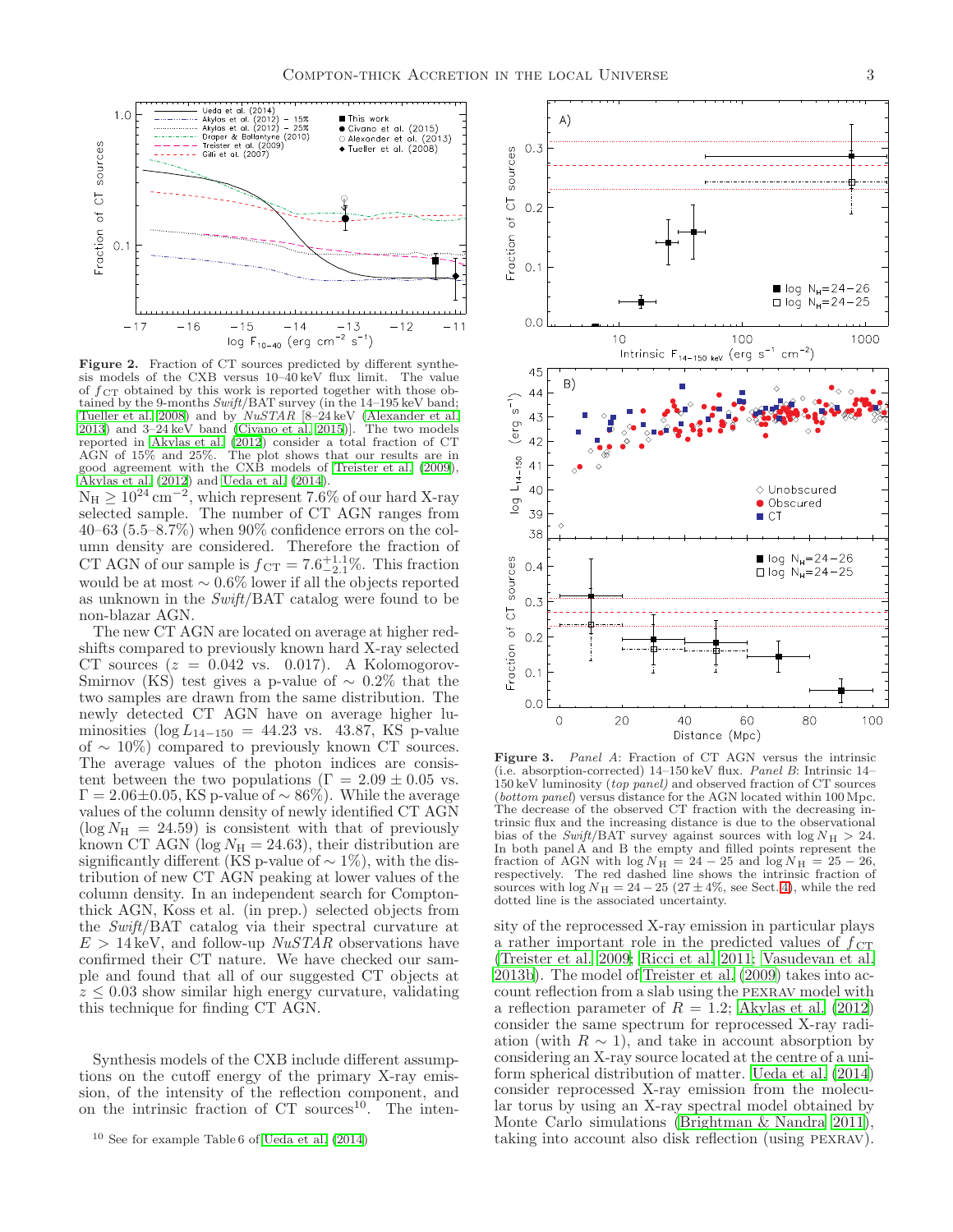**Figure 2.** Fraction of CT sources predicted by different synthesis models of the CXB versus 10–40 keV flux limit. The value of $f_{\rm CT}$ obtained by this work is reported together with those obtained by the 9-months *Swift*/BAT survey (in the 14–195 keV band; Tueller et al. 2008) and by *NuSTAR* [8–24 keV (Alexander et al. 2013) and 3–24 keV band (Civano et al. 2015)]. The two models reported in Akylas et al. (2012) consider a total fraction of CT AGN of 15% and 25%. The plot shows that our results are in good agreement with the CXB models of Treister et al. (2009), Akylas et al. (2012) and Ueda et al. (2014).

$N_{\rm H} \geq 10^{24}\,{\rm cm}^{-2}$, which represent 7.6% of our hard X-ray selected sample. The number of CT AGN ranges from 40–63 (5.5–8.7%) when 90% confidence errors on the column density are considered. Therefore the fraction of CT AGN of our sample is $f_{\rm CT} = 7.6^{+1.1}_{-2.1}$%. This fraction would be at most $\sim 0.6$% lower if all the objects reported as unknown in the *Swift*/BAT catalog were found to be non-blazar AGN.

The new CT AGN are located on average at higher redshifts compared to previously known hard X-ray selected CT sources ($z = 0.042$ vs. 0.017). A Kolomogorov-Smirnov (KS) test gives a p-value of $\sim 0.2$% that the two samples are drawn from the same distribution. The newly detected CT AGN have on average higher luminosities ($\log L_{14-150} = 44.23$ vs. 43.87, KS p-value of $\sim 10$%) compared to previously known CT sources. The average values of the photon indices are consistent between the two populations ($\Gamma = 2.09 \pm 0.05$ vs. $\Gamma = 2.06 \pm 0.05$, KS p-value of $\sim 86$%). While the average values of the column density of newly identified CT AGN ($\log N_{\rm H} = 24.59$) is consistent with that of previously known CT AGN ($\log N_{\rm H} = 24.63$), their distribution are significantly different (KS p-value of $\sim 1$%), with the distribution of new CT AGN peaking at lower values of the column density. In an independent search for Compton-thick AGN, Koss et al. (in prep.) selected objects from the *Swift*/BAT catalog via their spectral curvature at $E > 14$ keV, and follow-up *NuSTAR* observations have confirmed their CT nature. We have checked our sample and found that all of our suggested CT objects at $z \leq 0.03$ show similar high energy curvature, validating this technique for finding CT AGN.

Synthesis models of the CXB include different assumptions on the cutoff energy of the primary X-ray emission, of the intensity of the reflection component, and on the intrinsic fraction of CT sources[10]. The intensity of the reprocessed X-ray emission in particular plays a rather important role in the predicted values of $f_{\rm CT}$ (Treister et al. 2009; Ricci et al. 2011; Vasudevan et al. 2013b). The model of Treister et al. (2009) takes into account reflection from a slab using the PEXRAV model with a reflection parameter of $R = 1.2$; Akylas et al. (2012) consider the same spectrum for reprocessed X-ray radiation (with $R \sim 1$), and take in account absorption by considering an X-ray source located at the centre of a uniform spherical distribution of matter. Ueda et al. (2014) consider reprocessed X-ray emission from the molecular torus by using an X-ray spectral model obtained by Monte Carlo simulations (Brightman & Nandra 2011), taking into account also disk reflection (using PEXRAV).

**Figure 3.** *Panel A*: Fraction of CT AGN versus the intrinsic (i.e. absorption-corrected) 14–150 keV flux. *Panel B*: Intrinsic 14–150 keV luminosity (*top panel*) and observed fraction of CT sources (*bottom panel*) versus distance for the AGN located within 100 Mpc. The decrease of the observed CT fraction with the decreasing intrinsic flux and the increasing distance is due to the observational bias of the *Swift*/BAT survey against sources with $\log N_{\rm H} > 24$. In both panel A and B the empty and filled points represent the fraction of AGN with $\log N_{\rm H} = 24-25$ and $\log N_{\rm H} = 25-26$, respectively. The red dashed line shows the intrinsic fraction of sources with $\log N_{\rm H} = 24-25$ ($27 \pm 4$%, see Sect. 4), while the red dotted line is the associated uncertainty.

[10] See for example Table 6 of Ueda et al. (2014)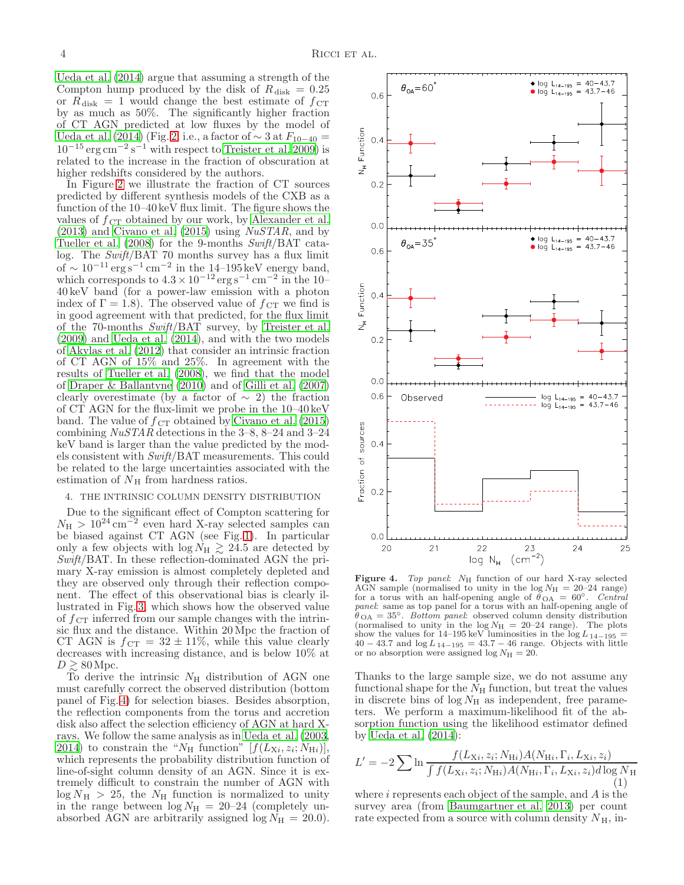Ueda et al. (2014) argue that assuming a strength of the Compton hump produced by the disk of $R_{\rm disk} = 0.25$ or $R_{\rm disk} = 1$ would change the best estimate of $f_{\rm CT}$ by as much as 50%. The significantly higher fraction of CT AGN predicted at low fluxes by the model of Ueda et al. (2014) (Fig. 2, i.e., a factor of $\sim 3$ at $F_{10-40} = 10^{-15}\,{\rm erg\,cm^{-2}\,s^{-1}}$ with respect to Treister et al. 2009) is related to the increase in the fraction of obscuration at higher redshifts considered by the authors.

In Figure 2 we illustrate the fraction of CT sources predicted by different synthesis models of the CXB as a function of the 10–40 keV flux limit. The figure shows the values of $f_{\rm CT}$ obtained by our work, by Alexander et al. (2013) and Civano et al. (2015) using *NuSTAR*, and by Tueller et al. (2008) for the 9-months *Swift*/BAT catalog. The *Swift*/BAT 70 months survey has a flux limit of $\sim 10^{-11}\,{\rm erg\,s^{-1}\,cm^{-2}}$ in the 14–195 keV energy band, which corresponds to $4.3\times10^{-12}\,{\rm erg\,s^{-1}\,cm^{-2}}$ in the 10–40 keV band (for a power-law emission with a photon index of $\Gamma = 1.8$). The observed value of $f_{\rm CT}$ we find is in good agreement with that predicted, for the flux limit of the 70-months *Swift*/BAT survey, by Treister et al. (2009) and Ueda et al. (2014), and with the two models of Akylas et al. (2012) that consider an intrinsic fraction of CT AGN of 15% and 25%. In agreement with the results of Tueller et al. (2008), we find that the model of Draper & Ballantyne (2010) and of Gilli et al. (2007) clearly overestimate (by a factor of $\sim 2$) the fraction of CT AGN for the flux-limit we probe in the 10–40 keV band. The value of $f_{\rm CT}$ obtained by Civano et al. (2015) combining *NuSTAR* detections in the 3–8, 8–24 and 3–24 keV band is larger than the value predicted by the models consistent with *Swift*/BAT measurements. This could be related to the large uncertainties associated with the estimation of $N_{\rm H}$ from hardness ratios.

## 4. THE INTRINSIC COLUMN DENSITY DISTRIBUTION

Due to the significant effect of Compton scattering for $N_{\rm H} > 10^{24}\,{\rm cm^{-2}}$ even hard X-ray selected samples can be biased against CT AGN (see Fig. 1). In particular only a few objects with $\log N_{\rm H} \gtrsim 24.5$ are detected by *Swift*/BAT. In these reflection-dominated AGN the primary X-ray emission is almost completely depleted and they are observed only through their reflection components. The effect of this observational bias is clearly illustrated in Fig. 3, which shows how the observed value of $f_{\rm CT}$ inferred from our sample changes with the intrinsic flux and the distance. Within 20 Mpc the fraction of CT AGN is $f_{\rm CT} = 32 \pm 11\%$, while this value clearly decreases with increasing distance, and is below 10% at $D \gtrsim 80$ Mpc.

To derive the intrinsic $N_{\rm H}$ distribution of AGN one must carefully correct the observed distribution (bottom panel of Fig. 4) for selection biases. Besides absorption, the reflection components from the torus and accretion disk also affect the selection efficiency of AGN at hard X-rays. We follow the same analysis as in Ueda et al. (2003, 2014) to constrain the "$N_{\rm H}$ function" [$f(L_{{\rm X}i}, z_i; N_{{\rm H}i})$], which represents the probability distribution function of line-of-sight column density of an AGN. Since it is extremely difficult to constrain the number of AGN with $\log N_{\rm H} > 25$, the $N_{\rm H}$ function is normalized to unity in the range between $\log N_{\rm H} = 20$–24 (completely unabsorbed AGN are arbitrarily assigned $\log N_{\rm H} = 20.0$).

**Figure 4.** *Top panel*: $N_{\rm H}$ function of our hard X-ray selected AGN sample (normalised to unity in the $\log N_{\rm H} = 20$–24 range) for a torus with an half-opening angle of $\theta_{\rm OA} = 60^{\circ}$. *Central panel*: same as top panel for a torus with an half-opening angle of $\theta_{\rm OA} = 35^{\circ}$. *Bottom panel*: observed column density distribution (normalised to unity in the $\log N_{\rm H} = 20$–24 range). The plots show the values for 14–195 keV luminosities in the $\log L_{14-195} = 40-43.7$ and $\log L_{14-195} = 43.7-46$ range. Objects with little or no absorption were assigned $\log N_{\rm H} = 20$.

Thanks to the large sample size, we do not assume any functional shape for the $N_{\rm H}$ function, but treat the values in discrete bins of $\log N_{\rm H}$ as independent, free parameters. We perform a maximum-likelihood fit of the absorption function using the likelihood estimator defined by Ueda et al. (2014):

$$L' = -2\sum \ln \frac{f(L_{{\rm X}i}, z_i; N_{{\rm H}i}) A(N_{{\rm H}i}, \Gamma_i, L_{{\rm X}i}, z_i)}{\int f(L_{{\rm X}i}, z_i; N_{{\rm H}i}) A(N_{{\rm H}i}, \Gamma_i, L_{{\rm X}i}, z_i) d\log N_{\rm H}} \quad (1)$$

where $i$ represents each object of the sample, and $A$ is the survey area (from Baumgartner et al. 2013) per count rate expected from a source with column density $N_{\rm H}$, in-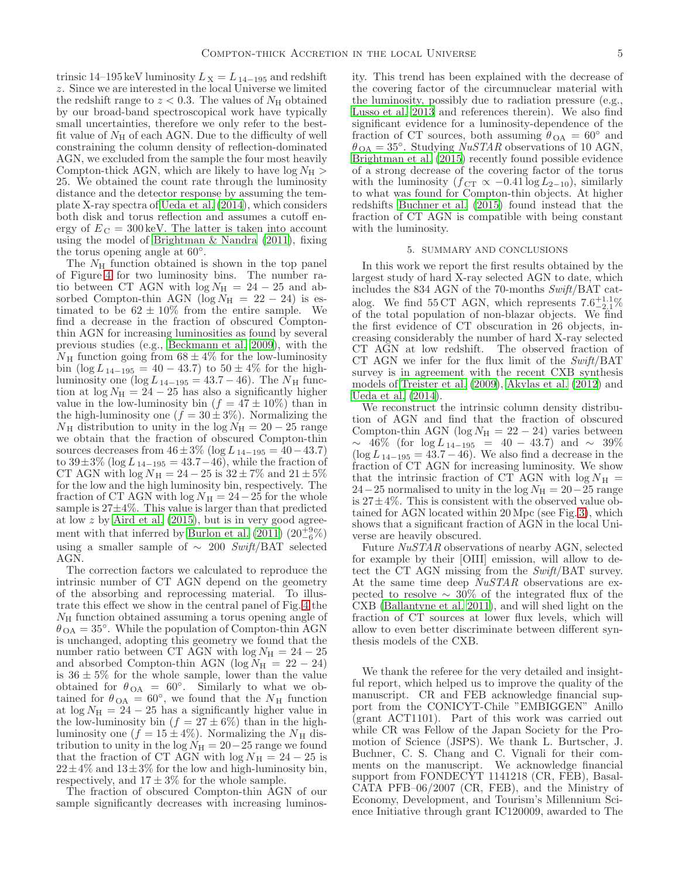trinsic 14–195 keV luminosity $L_{\rm X} = L_{14-195}$ and redshift $z$. Since we are interested in the local Universe we limited the redshift range to $z < 0.3$. The values of $N_{\rm H}$ obtained by our broad-band spectroscopical work have typically small uncertainties, therefore we only refer to the best-fit value of $N_{\rm H}$ of each AGN. Due to the difficulty of well constraining the column density of reflection-dominated AGN, we excluded from the sample the four most heavily Compton-thick AGN, which are likely to have $\log N_{\rm H} > 25$. We obtained the count rate through the luminosity distance and the detector response by assuming the template X-ray spectra of Ueda et al. (2014), which considers both disk and torus reflection and assumes a cutoff energy of $E_{\rm C} = 300$ keV. The latter is taken into account using the model of Brightman & Nandra (2011), fixing the torus opening angle at 60°.

The $N_{\rm H}$ function obtained is shown in the top panel of Figure 4 for two luminosity bins. The number ratio between CT AGN with $\log N_{\rm H} = 24-25$ and absorbed Compton-thin AGN ($\log N_{\rm H} = 22-24$) is estimated to be $62 \pm 10\%$ from the entire sample. We find a decrease in the fraction of obscured Compton-thin AGN for increasing luminosities as found by several previous studies (e.g., Beckmann et al. 2009), with the $N_{\rm H}$ function going from $68 \pm 4\%$ for the low-luminosity bin ($\log L_{14-195} = 40-43.7$) to $50 \pm 4\%$ for the high-luminosity one ($\log L_{14-195} = 43.7-46$). The $N_{\rm H}$ function at $\log N_{\rm H} = 24-25$ has also a significantly higher value in the low-luminosity bin ($f = 47 \pm 10\%$) than in the high-luminosity one ($f = 30 \pm 3\%$). Normalizing the $N_{\rm H}$ distribution to unity in the $\log N_{\rm H} = 20-25$ range we obtain that the fraction of obscured Compton-thin sources decreases from $46 \pm 3\%$ ($\log L_{14-195} = 40-43.7$) to $39 \pm 3\%$ ($\log L_{14-195} = 43.7-46$), while the fraction of CT AGN with $\log N_{\rm H} = 24-25$ is $32 \pm 7\%$ and $21 \pm 5\%$ for the low and the high luminosity bin, respectively. The fraction of CT AGN with $\log N_{\rm H} = 24-25$ for the whole sample is $27 \pm 4\%$. This value is larger than that predicted at low $z$ by Aird et al. (2015), but is in very good agreement with that inferred by Burlon et al. (2011) ($20^{+9}_{-6}\%$) using a smaller sample of $\sim 200$ *Swift*/BAT selected AGN.

The correction factors we calculated to reproduce the intrinsic number of CT AGN depend on the geometry of the absorbing and reprocessing material. To illustrate this effect we show in the central panel of Fig. 4 the $N_{\rm H}$ function obtained assuming a torus opening angle of $\theta_{\rm OA} = 35°$. While the population of Compton-thin AGN is unchanged, adopting this geometry we found that the number ratio between CT AGN with $\log N_{\rm H} = 24-25$ and absorbed Compton-thin AGN ($\log N_{\rm H} = 22-24$) is $36 \pm 5\%$ for the whole sample, lower than the value obtained for $\theta_{\rm OA} = 60°$. Similarly to what we obtained for $\theta_{\rm OA} = 60°$, we found that the $N_{\rm H}$ function at $\log N_{\rm H} = 24-25$ has a significantly higher value in the low-luminosity bin ($f = 27 \pm 6\%$) than in the high-luminosity one ($f = 15 \pm 4\%$). Normalizing the $N_{\rm H}$ distribution to unity in the $\log N_{\rm H} = 20-25$ range we found that the fraction of CT AGN with $\log N_{\rm H} = 24-25$ is $22 \pm 4\%$ and $13 \pm 3\%$ for the low and high-luminosity bin, respectively, and $17 \pm 3\%$ for the whole sample.

The fraction of obscured Compton-thin AGN of our sample significantly decreases with increasing luminosity. This trend has been explained with the decrease of the covering factor of the circumnuclear material with the luminosity, possibly due to radiation pressure (e.g., Lusso et al. 2013 and references therein). We also find significant evidence for a luminosity-dependence of the fraction of CT sources, both assuming $\theta_{\rm OA} = 60°$ and $\theta_{\rm OA} = 35°$. Studying *NuSTAR* observations of 10 AGN, Brightman et al. (2015) recently found possible evidence of a strong decrease of the covering factor of the torus with the luminosity ($f_{\rm CT} \propto -0.41 \log L_{2-10}$), similarly to what was found for Compton-thin objects. At higher redshifts Buchner et al. (2015) found instead that the fraction of CT AGN is compatible with being constant with the luminosity.

## 5. SUMMARY AND CONCLUSIONS

In this work we report the first results obtained by the largest study of hard X-ray selected AGN to date, which includes the 834 AGN of the 70-months *Swift*/BAT catalog. We find 55 CT AGN, which represents $7.6^{+1.1}_{-2.1}\%$ of the total population of non-blazar objects. We find the first evidence of CT obscuration in 26 objects, increasing considerably the number of hard X-ray selected CT AGN at low redshift. The observed fraction of CT AGN we infer for the flux limit of the *Swift*/BAT survey is in agreement with the recent CXB synthesis models of Treister et al. (2009), Akylas et al. (2012) and Ueda et al. (2014).

We reconstruct the intrinsic column density distribution of AGN and find that the fraction of obscured Compton-thin AGN ($\log N_{\rm H} = 22-24$) varies between $\sim 46\%$ (for $\log L_{14-195} = 40-43.7$) and $\sim 39\%$ ($\log L_{14-195} = 43.7-46$). We also find a decrease in the fraction of CT AGN for increasing luminosity. We show that the intrinsic fraction of CT AGN with $\log N_{\rm H} = 24-25$ normalised to unity in the $\log N_{\rm H} = 20-25$ range is $27 \pm 4\%$. This is consistent with the observed value obtained for AGN located within 20 Mpc (see Fig. 3), which shows that a significant fraction of AGN in the local Universe are heavily obscured.

Future *NuSTAR* observations of nearby AGN, selected for example by their [OIII] emission, will allow to detect the CT AGN missing from the *Swift*/BAT survey. At the same time deep *NuSTAR* observations are expected to resolve $\sim 30\%$ of the integrated flux of the CXB (Ballantyne et al. 2011), and will shed light on the fraction of CT sources at lower flux levels, which will allow to even better discriminate between different synthesis models of the CXB.

We thank the referee for the very detailed and insightful report, which helped us to improve the quality of the manuscript. CR and FEB acknowledge financial support from the CONICYT-Chile "EMBIGGEN" Anillo (grant ACT1101). Part of this work was carried out while CR was Fellow of the Japan Society for the Promotion of Science (JSPS). We thank L. Burtscher, J. Buchner, C. S. Chang and C. Vignali for their comments on the manuscript. We acknowledge financial support from FONDECYT 1141218 (CR, FEB), Basal-CATA PFB–06/2007 (CR, FEB), and the Ministry of Economy, Development, and Tourism's Millennium Science Initiative through grant IC120009, awarded to The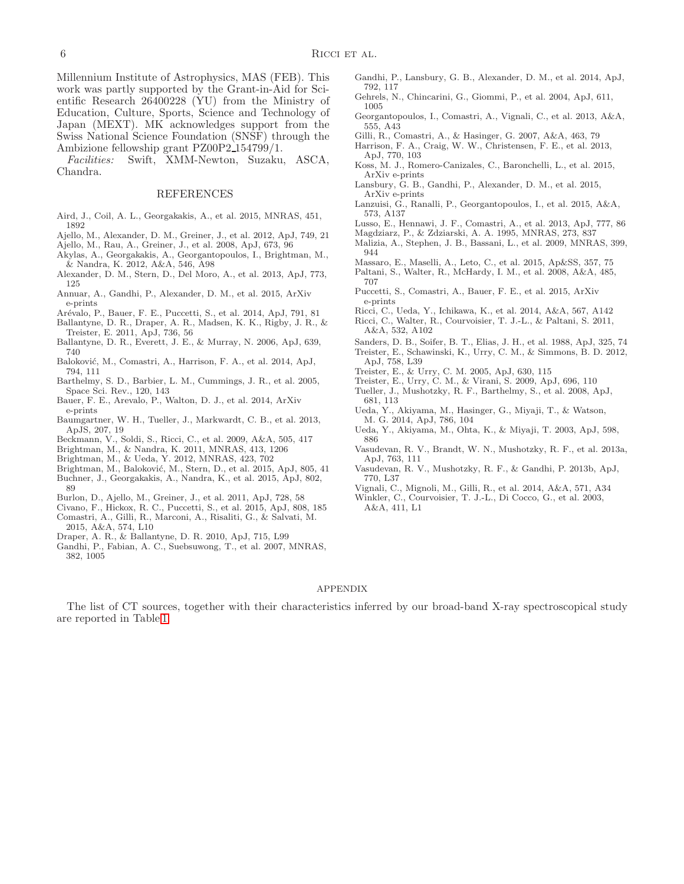Millennium Institute of Astrophysics, MAS (FEB). This work was partly supported by the Grant-in-Aid for Scientific Research 26400228 (YU) from the Ministry of Education, Culture, Sports, Science and Technology of Japan (MEXT). MK acknowledges support from the Swiss National Science Foundation (SNSF) through the Ambizione fellowship grant PZ00P2_154799/1.

*Facilities:* Swift, XMM-Newton, Suzaku, ASCA, Chandra.

## REFERENCES

Aird, J., Coil, A. L., Georgakakis, A., et al. 2015, MNRAS, 451, 1892
Ajello, M., Alexander, D. M., Greiner, J., et al. 2012, ApJ, 749, 21
Ajello, M., Rau, A., Greiner, J., et al. 2008, ApJ, 673, 96
Akylas, A., Georgakakis, A., Georgantopoulos, I., Brightman, M., & Nandra, K. 2012, A&A, 546, A98
Alexander, D. M., Stern, D., Del Moro, A., et al. 2013, ApJ, 773, 125
Annuar, A., Gandhi, P., Alexander, D. M., et al. 2015, ArXiv e-prints
Arévalo, P., Bauer, F. E., Puccetti, S., et al. 2014, ApJ, 791, 81
Ballantyne, D. R., Draper, A. R., Madsen, K. K., Rigby, J. R., & Treister, E. 2011, ApJ, 736, 56
Ballantyne, D. R., Everett, J. E., & Murray, N. 2006, ApJ, 639, 740
Baloković, M., Comastri, A., Harrison, F. A., et al. 2014, ApJ, 794, 111
Barthelmy, S. D., Barbier, L. M., Cummings, J. R., et al. 2005, Space Sci. Rev., 120, 143
Bauer, F. E., Arevalo, P., Walton, D. J., et al. 2014, ArXiv e-prints
Baumgartner, W. H., Tueller, J., Markwardt, C. B., et al. 2013, ApJS, 207, 19
Beckmann, V., Soldi, S., Ricci, C., et al. 2009, A&A, 505, 417
Brightman, M., & Nandra, K. 2011, MNRAS, 413, 1206
Brightman, M., & Ueda, Y. 2012, MNRAS, 423, 702
Brightman, M., Baloković, M., Stern, D., et al. 2015, ApJ, 805, 41
Buchner, J., Georgakakis, A., Nandra, K., et al. 2015, ApJ, 802, 89
Burlon, D., Ajello, M., Greiner, J., et al. 2011, ApJ, 728, 58
Civano, F., Hickox, R. C., Puccetti, S., et al. 2015, ApJ, 808, 185
Comastri, A., Gilli, R., Marconi, A., Risaliti, G., & Salvati, M. 2015, A&A, 574, L10
Draper, A. R., & Ballantyne, D. R. 2010, ApJ, 715, L99
Gandhi, P., Fabian, A. C., Suebsuwong, T., et al. 2007, MNRAS, 382, 1005
Gandhi, P., Lansbury, G. B., Alexander, D. M., et al. 2014, ApJ, 792, 117
Gehrels, N., Chincarini, G., Giommi, P., et al. 2004, ApJ, 611, 1005
Georgantopoulos, I., Comastri, A., Vignali, C., et al. 2013, A&A, 555, A43
Gilli, R., Comastri, A., & Hasinger, G. 2007, A&A, 463, 79
Harrison, F. A., Craig, W. W., Christensen, F. E., et al. 2013, ApJ, 770, 103
Koss, M. J., Romero-Canizales, C., Baronchelli, L., et al. 2015, ArXiv e-prints
Lansbury, G. B., Gandhi, P., Alexander, D. M., et al. 2015, ArXiv e-prints
Lanzuisi, G., Ranalli, P., Georgantopoulos, I., et al. 2015, A&A, 573, A137
Lusso, E., Hennawi, J. F., Comastri, A., et al. 2013, ApJ, 777, 86
Magdziarz, P., & Zdziarski, A. A. 1995, MNRAS, 273, 837
Malizia, A., Stephen, J. B., Bassani, L., et al. 2009, MNRAS, 399, 944
Massaro, E., Maselli, A., Leto, C., et al. 2015, Ap&SS, 357, 75
Paltani, S., Walter, R., McHardy, I. M., et al. 2008, A&A, 485, 707
Puccetti, S., Comastri, A., Bauer, F. E., et al. 2015, ArXiv e-prints
Ricci, C., Ueda, Y., Ichikawa, K., et al. 2014, A&A, 567, A142
Ricci, C., Walter, R., Courvoisier, T. J.-L., & Paltani, S. 2011, A&A, 532, A102
Sanders, D. B., Soifer, B. T., Elias, J. H., et al. 1988, ApJ, 325, 74
Treister, E., Schawinski, K., Urry, C. M., & Simmons, B. D. 2012, ApJ, 758, L39
Treister, E., & Urry, C. M. 2005, ApJ, 630, 115
Treister, E., Urry, C. M., & Virani, S. 2009, ApJ, 696, 110
Tueller, J., Mushotzky, R. F., Barthelmy, S., et al. 2008, ApJ, 681, 113
Ueda, Y., Akiyama, M., Hasinger, G., Miyaji, T., & Watson, M. G. 2014, ApJ, 786, 104
Ueda, Y., Akiyama, M., Ohta, K., & Miyaji, T. 2003, ApJ, 598, 886
Vasudevan, R. V., Brandt, W. N., Mushotzky, R. F., et al. 2013a, ApJ, 763, 111
Vasudevan, R. V., Mushotzky, R. F., & Gandhi, P. 2013b, ApJ, 770, L37
Vignali, C., Mignoli, M., Gilli, R., et al. 2014, A&A, 571, A34
Winkler, C., Courvoisier, T. J.-L., Di Cocco, G., et al. 2003, A&A, 411, L1

## APPENDIX

The list of CT sources, together with their characteristics inferred by our broad-band X-ray spectroscopical study are reported in Table 1.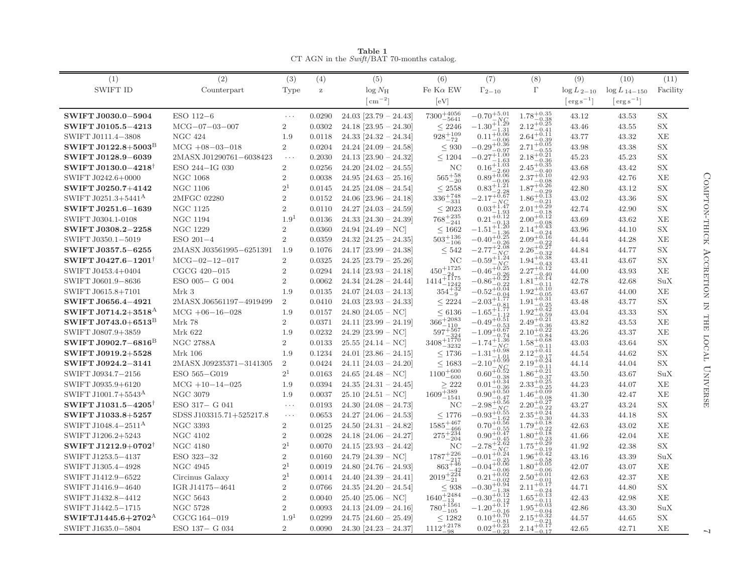**Table 1**
CT AGN in the *Swift*/BAT 70-months catalog.

| (1) | (2) | (3) | (4) | (5) | (6) | (7) | (8) | (9) | (10) | (11) |
|---|---|---|---|---|---|---|---|---|---|---|
| SWIFT ID | Counterpart | Type | z | $\log N_{\rm H}$ | Fe Kα EW | $\Gamma_{2-10}$ | $\Gamma$ | $\log L_{2-10}$ | $\log L_{14-150}$ | Facility |
| | | | | [cm$^{-2}$] | [eV] | | | [erg s$^{-1}$] | [erg s$^{-1}$] | |
| **SWIFT J0030.0−5904** | ESO 112−6 | ··· | 0.0290 | 24.03 [23.79 − 24.43] | $7300^{+4056}_{-5641}$ | $-0.70^{+5.01}_{-NC}$ | $1.78^{+0.35}_{-0.38}$ | 43.12 | 43.53 | SX |
| **SWIFT J0105.5−4213** | MCG−07−03−007 | 2 | 0.0302 | 24.18 [23.95 − 24.30] | ≤ 2246 | $-1.30^{+1.29}_{-1.31}$ | $2.12^{+0.25}_{-0.41}$ | 43.46 | 43.55 | SX |
| SWIFT J0111.4−3808 | NGC 424 | 1.9 | 0.0118 | 24.33 [24.32 − 24.34] | $928^{+109}_{-72}$ | $0.11^{+0.06}_{-0.06}$ | $2.64^{+0.11}_{-0.39}$ | 43.77 | 43.32 | XE |
| **SWIFT J0122.8+5003**[B] | MCG +08−03−018 | 2 | 0.0204 | 24.24 [24.09 − 24.58] | ≤ 930 | $-0.29^{+0.36}_{-0.97}$ | $2.71^{+0.05}_{-0.55}$ | 43.98 | 43.38 | SX |
| **SWIFT J0128.9−6039** | 2MASX J01290761−6038423 | ··· | 0.2030 | 24.13 [23.90 − 24.32] | ≤ 1204 | $-0.27^{+1.00}_{-1.63}$ | $2.18^{+0.21}_{-0.36}$ | 45.23 | 45.23 | SX |
| **SWIFT J0130.0−4218**[†] | ESO 244−IG 030 | 2 | 0.0256 | 24.20 [24.02 − 24.55] | NC | $0.16^{+1.03}_{-2.60}$ | $2.45^{+0.35}_{-0.40}$ | 43.68 | 43.42 | SX |
| SWIFT J0242.6+0000 | NGC 1068 | 2 | 0.0038 | 24.95 [24.63 − 25.16] | $565^{+58}_{-20}$ | $0.89^{+0.06}_{-0.06}$ | $2.37^{+0.10}_{-0.08}$ | 42.93 | 42.76 | XE |
| **SWIFT J0250.7+4142** | NGC 1106 | 2[1] | 0.0145 | 24.25 [24.08 − 24.54] | ≤ 2558 | $0.83^{+1.21}_{-2.28}$ | $1.87^{+0.26}_{-0.29}$ | 42.80 | 43.12 | SX |
| SWIFT J0251.3+5441[A] | 2MFGC 02280 | 2 | 0.0152 | 24.06 [23.96 − 24.18] | $336^{+748}_{-331}$ | $-2.17^{+0.67}_{-NC}$ | $1.86^{+0.13}_{-0.21}$ | 43.02 | 43.36 | SX |
| **SWIFT J0251.6−1639** | NGC 1125 | 2 | 0.0110 | 24.27 [24.03 − 24.59] | ≤ 2023 | $0.03^{+1.47}_{-1.93}$ | $2.01^{+0.29}_{-0.18}$ | 42.74 | 42.90 | SX |
| SWIFT J0304.1-0108 | NGC 1194 | 1.9[1] | 0.0136 | 24.33 [24.30 − 24.39] | $768^{+235}_{-241}$ | $0.21^{+0.12}_{-0.13}$ | $2.00^{+0.12}_{-0.08}$ | 43.69 | 43.62 | XE |
| **SWIFT J0308.2−2258** | NGC 1229 | 2 | 0.0360 | 24.94 [24.49 − NC] | ≤ 1662 | $-1.51^{+1.20}_{-1.36}$ | $2.14^{+0.43}_{-0.24}$ | 43.96 | 44.10 | SX |
| SWIFT J0350.1−5019 | ESO 201−4 | 2 | 0.0359 | 24.32 [24.25 − 24.35] | $503^{+136}_{-106}$ | $-0.40^{+0.25}_{-0.26}$ | $2.09^{+0.16}_{-0.22}$ | 44.44 | 44.28 | XE |
| **SWIFT J0357.5−6255** | 2MASX J03561995−6251391 | 1.9 | 0.1076 | 24.17 [23.99 − 24.38] | ≤ 542 | $-2.77^{+2.08}_{-NC}$ | $2.26^{+0.27}_{-0.32}$ | 44.84 | 44.77 | SX |
| **SWIFT J0427.6−1201**[†] | MCG−02−12−017 | 2 | 0.0325 | 24.25 [23.79 − 25.26] | NC | $-0.59^{+1.24}_{-NC}$ | $1.94^{+0.38}_{-0.43}$ | 43.41 | 43.67 | SX |
| SWIFT J0453.4+0404 | CGCG 420−015 | 2 | 0.0294 | 24.14 [23.93 − 24.18] | $450^{+1725}_{-24}$ | $-0.46^{+0.25}_{-0.26}$ | $2.27^{+0.12}_{-0.40}$ | 44.00 | 43.93 | XE |
| SWIFT J0601.9−8636 | ESO 005− G 004 | 2 | 0.0062 | 24.34 [24.28 − 24.44] | $1414^{+1175}_{-1242}$ | $-0.86^{+0.22}_{-0.22}$ | $1.81^{+0.14}_{-0.11}$ | 42.78 | 42.68 | SuX |
| SWIFT J0615.8+7101 | Mrk 3 | 1.9 | 0.0135 | 24.07 [24.03 − 24.13] | $354^{+32}_{-9}$ | $-0.52^{+0.04}_{-0.04}$ | $1.92^{+0.10}_{-0.05}$ | 43.67 | 44.00 | XE |
| **SWIFT J0656.4−4921** | 2MASX J06561197−4919499 | 2 | 0.0410 | 24.03 [23.93 − 24.33] | ≤ 2224 | $-2.03^{+1.77}_{-0.81}$ | $1.91^{+0.31}_{-0.25}$ | 43.48 | 43.77 | SX |
| **SWIFT J0714.2+3518**[A] | MCG +06−16−028 | 1.9 | 0.0157 | 24.80 [24.05 − NC] | ≤ 6136 | $-1.65^{+1.77}_{-1.12}$ | $1.92^{+0.42}_{-0.59}$ | 43.04 | 43.33 | SX |
| **SWIFT J0743.0+6513**[B] | Mrk 78 | 2 | 0.0371 | 24.11 [23.99 − 24.19] | $366^{+2083}_{-110}$ | $-0.49^{+0.51}_{-0.53}$ | $2.49^{+0.21}_{-0.36}$ | 43.82 | 43.53 | XE |
| SWIFT J0807.9+3859 | Mrk 622 | 1.9 | 0.0232 | 24.29 [23.99 − NC] | $597^{+567}_{-324}$ | $-1.09^{+0.67}_{-0.74}$ | $2.10^{+0.22}_{-0.84}$ | 43.26 | 43.37 | XE |
| **SWIFT J0902.7−6816**[B] | NGC 2788A | 2 | 0.0133 | 25.55 [24.14 − NC] | $3408^{+1770}_{-3232}$ | $-1.74^{+1.36}_{-NC}$ | $1.58^{+0.68}_{-0.11}$ | 43.03 | 43.64 | SX |
| **SWIFT J0919.2+5528** | Mrk 106 | 1.9 | 0.1234 | 24.01 [23.86 − 24.15] | ≤ 1736 | $-1.31^{+0.98}_{-1.01}$ | $2.12^{+0.41}_{-0.17}$ | 44.54 | 44.62 | SX |
| **SWIFT J0924.2−3141** | 2MASX J09235371−3141305 | 2 | 0.0424 | 24.11 [24.03 − 24.20] | ≤ 1683 | $-2.10^{+0.99}_{-NC}$ | $2.19^{+0.24}_{-0.11}$ | 44.14 | 44.04 | SX |
| SWIFT J0934.7−2156 | ESO 565−G019 | 2[1] | 0.0163 | 24.65 [24.48 − NC] | $1100^{+600}_{-600}$ | $0.60^{+0.52}_{-0.38}$ | $1.86^{+0.21}_{-0.37}$ | 43.50 | 43.67 | SuX |
| SWIFT J0935.9+6120 | MCG +10−14−025 | 1.9 | 0.0394 | 24.35 [24.31 − 24.45] | ≥ 222 | $0.01^{+0.34}_{-0.36}$ | $2.33^{+0.25}_{-0.25}$ | 44.23 | 44.07 | XE |
| SWIFT J1001.7+5543[A] | NGC 3079 | 1.9 | 0.0037 | 25.10 [24.51 − NC] | $1609^{+389}_{-1541}$ | $0.90^{+0.50}_{-0.47}$ | $1.46^{+0.09}_{-0.08}$ | 41.30 | 42.47 | XE |
| **SWIFT J1031.5−4205**[†] | ESO 317− G 041 | ··· | 0.0193 | 24.30 [24.08 − 24.73] | NC | $-2.98^{+0.56}_{-NC}$ | $2.20^{+0.27}_{-0.22}$ | 43.27 | 43.24 | SX |
| **SWIFT J1033.8+5257** | SDSS J103315.71+525217.8 | ··· | 0.0653 | 24.27 [24.06 − 24.53] | ≤ 1776 | $-0.93^{+0.55}_{-1.62}$ | $2.35^{+0.24}_{-0.30}$ | 44.33 | 44.18 | SX |
| SWIFT J1048.4−2511[A] | NGC 3393 | 2 | 0.0125 | 24.50 [24.31 − 24.82] | $1585^{+467}_{-466}$ | $0.70^{+0.56}_{-0.55}$ | $1.79^{+0.18}_{-0.22}$ | 42.63 | 43.02 | XE |
| SWIFT J1206.2+5243 | NGC 4102 | 2 | 0.0028 | 24.18 [24.06 − 24.27] | $275^{+234}_{-204}$ | $0.90^{+0.47}_{-0.45}$ | $1.80^{+0.18}_{-0.23}$ | 41.66 | 42.04 | XE |
| **SWIFT J1212.9+0702**[†] | NGC 4180 | 2[1] | 0.0070 | 24.15 [23.93 − 24.42] | NC | $-2.78^{+2.62}_{-NC}$ | $1.75^{+0.29}_{-0.19}$ | 41.92 | 42.38 | SX |
| SWIFT J1253.5−4137 | ESO 323−32 | 2 | 0.0160 | 24.79 [24.39 − NC] | $1787^{+226}_{-217}$ | $-0.01^{+0.24}_{-0.25}$ | $1.96^{+0.42}_{-0.58}$ | 43.16 | 43.39 | SuX |
| SWIFT J1305.4−4928 | NGC 4945 | 2[1] | 0.0019 | 24.80 [24.76 − 24.93] | $863^{+46}_{-42}$ | $-0.04^{+0.06}_{-0.06}$ | $1.80^{+0.05}_{-0.06}$ | 42.07 | 43.07 | XE |
| SWIFT J1412.9−6522 | Circinus Galaxy | 2[1] | 0.0014 | 24.40 [24.39 − 24.41] | $2019^{+224}_{-21}$ | $0.21^{+0.02}_{-0.02}$ | $2.50^{+0.01}_{-0.01}$ | 42.63 | 42.37 | XE |
| SWIFT J1416.9−4640 | IGR J14175−4641 | 2 | 0.0766 | 24.35 [24.20 − 24.54] | ≤ 938 | $-0.30^{+0.94}_{-1.38}$ | $2.11^{+0.17}_{-0.24}$ | 44.71 | 44.80 | SX |
| SWIFT J1432.8−4412 | NGC 5643 | 2 | 0.0040 | 25.40 [25.06 − NC] | $1640^{+2484}_{-13}$ | $-0.30^{+0.12}_{-0.12}$ | $1.65^{+0.13}_{-0.11}$ | 42.43 | 42.98 | XE |
| SWIFT J1442.5−1715 | NGC 5728 | 2 | 0.0093 | 24.13 [24.09 − 24.16] | $780^{+1561}_{-105}$ | $-1.20^{+0.17}_{-0.16}$ | $1.95^{+0.03}_{-0.04}$ | 42.86 | 43.30 | SuX |
| **SWIFTJ1445.6+2702**[A] | CGCG 164−019 | 1.9[1] | 0.0299 | 24.75 [24.60 − 25.49] | ≤ 1282 | $0.10^{+0.70}_{-0.81}$ | $2.15^{+0.32}_{-0.21}$ | 44.57 | 44.65 | SX |
| SWIFT J1635.0−5804 | ESO 137− G 034 | 2 | 0.0090 | 24.30 [24.23 − 24.37] | $1112^{+2178}_{-98}$ | $0.02^{+0.23}_{-0.23}$ | $2.14^{+0.17}_{-0.17}$ | 42.65 | 42.71 | XE |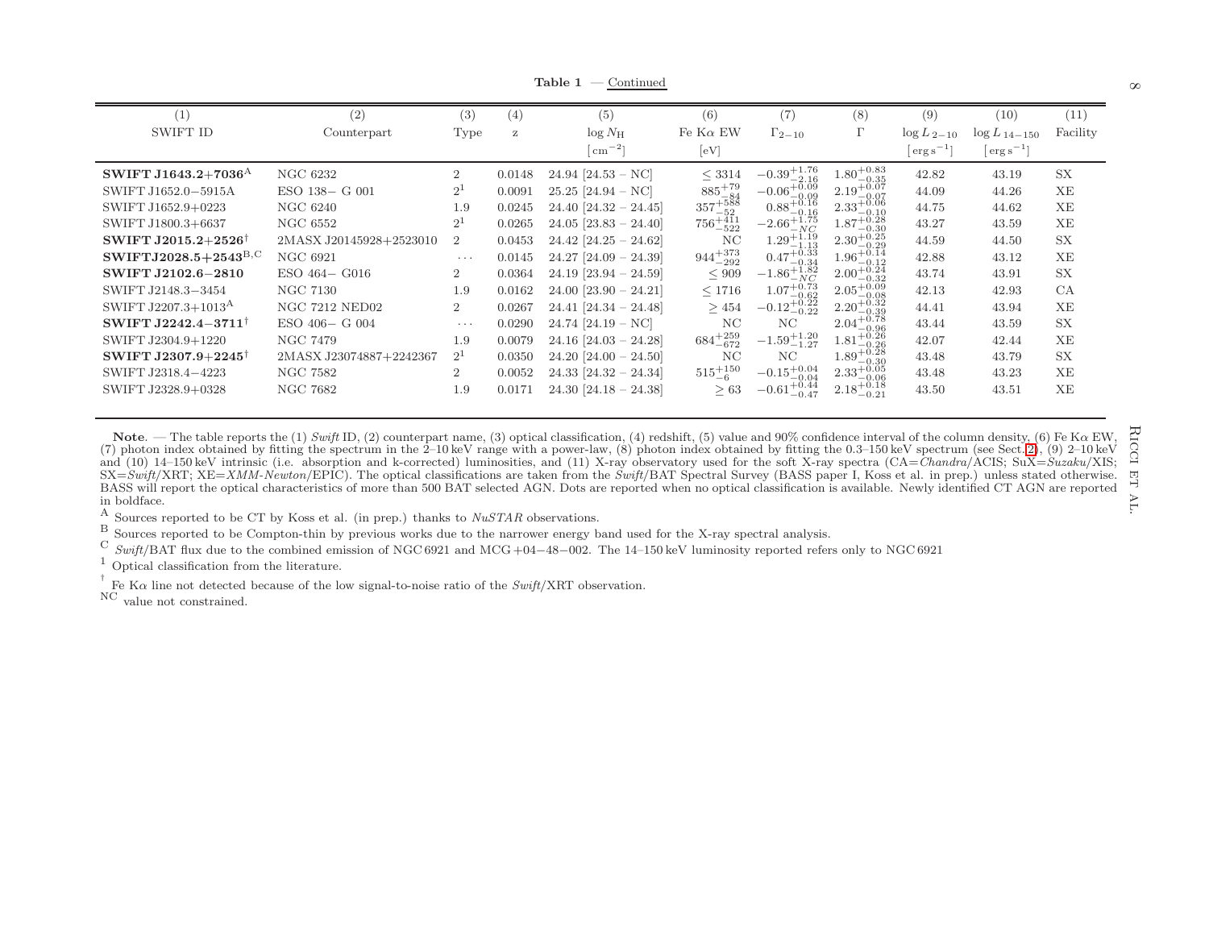**Table 1** — Continued

| (1) SWIFT ID | (2) Counterpart | (3) Type | (4) z | (5) $\log N_{\rm H}$ [$\rm cm^{-2}$] | (6) Fe K$\alpha$ EW [eV] | (7) $\Gamma_{2-10}$ | (8) $\Gamma$ | (9) $\log L_{2-10}$ [$\rm erg\,s^{-1}$] | (10) $\log L_{14-150}$ [$\rm erg\,s^{-1}$] | (11) Facility |
|---|---|---|---|---|---|---|---|---|---|---|
| **SWIFT J1643.2+7036**[A] | NGC 6232 | 2 | 0.0148 | 24.94 [24.53 – NC] | $\leq 3314$ | $-0.39^{+1.76}_{-2.16}$ | $1.80^{+0.83}_{-0.35}$ | 42.82 | 43.19 | SX |
| SWIFT J1652.0−5915A | ESO 138− G 001 | 2[1] | 0.0091 | 25.25 [24.94 – NC] | $885^{+79}_{-84}$ | $-0.06^{+0.09}_{-0.09}$ | $2.19^{+0.07}_{-0.07}$ | 44.09 | 44.26 | XE |
| SWIFT J1652.9+0223 | NGC 6240 | 1.9 | 0.0245 | 24.40 [24.32 – 24.45] | $357^{+588}_{-52}$ | $0.88^{+0.16}_{-0.16}$ | $2.33^{+0.06}_{-0.10}$ | 44.75 | 44.62 | XE |
| SWIFT J1800.3+6637 | NGC 6552 | 2[1] | 0.0265 | 24.05 [23.83 – 24.40] | $756^{+411}_{-522}$ | $-2.66^{+1.75}_{-NC}$ | $1.87^{+0.28}_{-0.30}$ | 43.27 | 43.59 | XE |
| **SWIFT J2015.2+2526**[†] | 2MASX J20145928+2523010 | 2 | 0.0453 | 24.42 [24.25 – 24.62] | NC | $1.29^{+1.19}_{-1.13}$ | $2.30^{+0.25}_{-0.29}$ | 44.59 | 44.50 | SX |
| **SWIFTJ2028.5+2543**[B,C] | NGC 6921 | ··· | 0.0145 | 24.27 [24.09 – 24.39] | $944^{+373}_{-292}$ | $0.47^{+0.33}_{-0.34}$ | $1.96^{+0.14}_{-0.12}$ | 42.88 | 43.12 | XE |
| **SWIFT J2102.6−2810** | ESO 464− G016 | 2 | 0.0364 | 24.19 [23.94 – 24.59] | $\leq 909$ | $-1.86^{+1.82}_{-NC}$ | $2.00^{+0.24}_{-0.32}$ | 43.74 | 43.91 | SX |
| SWIFT J2148.3−3454 | NGC 7130 | 1.9 | 0.0162 | 24.00 [23.90 – 24.21] | $\leq 1716$ | $1.07^{+0.73}_{-0.62}$ | $2.05^{+0.09}_{-0.08}$ | 42.13 | 42.93 | CA |
| SWIFT J2207.3+1013[A] | NGC 7212 NED02 | 2 | 0.0267 | 24.41 [24.34 – 24.48] | $\geq 454$ | $-0.12^{+0.22}_{-0.22}$ | $2.20^{+0.32}_{-0.39}$ | 44.41 | 43.94 | XE |
| **SWIFT J2242.4−3711**[†] | ESO 406− G 004 | ··· | 0.0290 | 24.74 [24.19 – NC] | NC | NC | $2.04^{+0.78}_{-0.96}$ | 43.44 | 43.59 | SX |
| SWIFT J2304.9+1220 | NGC 7479 | 1.9 | 0.0079 | 24.16 [24.03 – 24.28] | $684^{+259}_{-672}$ | $-1.59^{+1.20}_{-1.27}$ | $1.81^{+0.26}_{-0.26}$ | 42.07 | 42.44 | XE |
| **SWIFT J2307.9+2245**[†] | 2MASX J23074887+2242367 | 2[1] | 0.0350 | 24.20 [24.00 – 24.50] | NC | NC | $1.89^{+0.28}_{-0.30}$ | 43.48 | 43.79 | SX |
| SWIFT J2318.4−4223 | NGC 7582 | 2 | 0.0052 | 24.33 [24.32 – 24.34] | $515^{+150}_{-6}$ | $-0.15^{+0.04}_{-0.04}$ | $2.33^{+0.05}_{-0.06}$ | 43.48 | 43.23 | XE |
| SWIFT J2328.9+0328 | NGC 7682 | 1.9 | 0.0171 | 24.30 [24.18 – 24.38] | $\geq 63$ | $-0.61^{+0.44}_{-0.47}$ | $2.18^{+0.18}_{-0.21}$ | 43.50 | 43.51 | XE |

**Note**. — The table reports the (1) *Swift* ID, (2) counterpart name, (3) optical classification, (4) redshift, (5) value and 90% confidence interval of the column density, (6) Fe K$\alpha$ EW, (7) photon index obtained by fitting the spectrum in the 2–10 keV range with a power-law, (8) photon index obtained by fitting the 0.3–150 keV spectrum (see Sect. 2), (9) 2–10 keV and (10) 14–150 keV intrinsic (i.e. absorption and k-corrected) luminosities, and (11) X-ray observatory used for the soft X-ray spectra (CA=*Chandra*/ACIS; SuX=*Suzaku*/XIS; SX=*Swift*/XRT; XE=*XMM-Newton*/EPIC). The optical classifications are taken from the *Swift*/BAT Spectral Survey (BASS paper I, Koss et al. in prep.) unless stated otherwise. BASS will report the optical characteristics of more than 500 BAT selected AGN. Dots are reported when no optical classification is available. Newly identified CT AGN are reported in boldface.

[A] Sources reported to be CT by Koss et al. (in prep.) thanks to *NuSTAR* observations.

[B] Sources reported to be Compton-thin by previous works due to the narrower energy band used for the X-ray spectral analysis.

[C] *Swift*/BAT flux due to the combined emission of NGC 6921 and MCG +04−48−002. The 14–150 keV luminosity reported refers only to NGC 6921

[1] Optical classification from the literature.

[†] Fe K$\alpha$ line not detected because of the low signal-to-noise ratio of the *Swift*/XRT observation.

[NC] value not constrained.